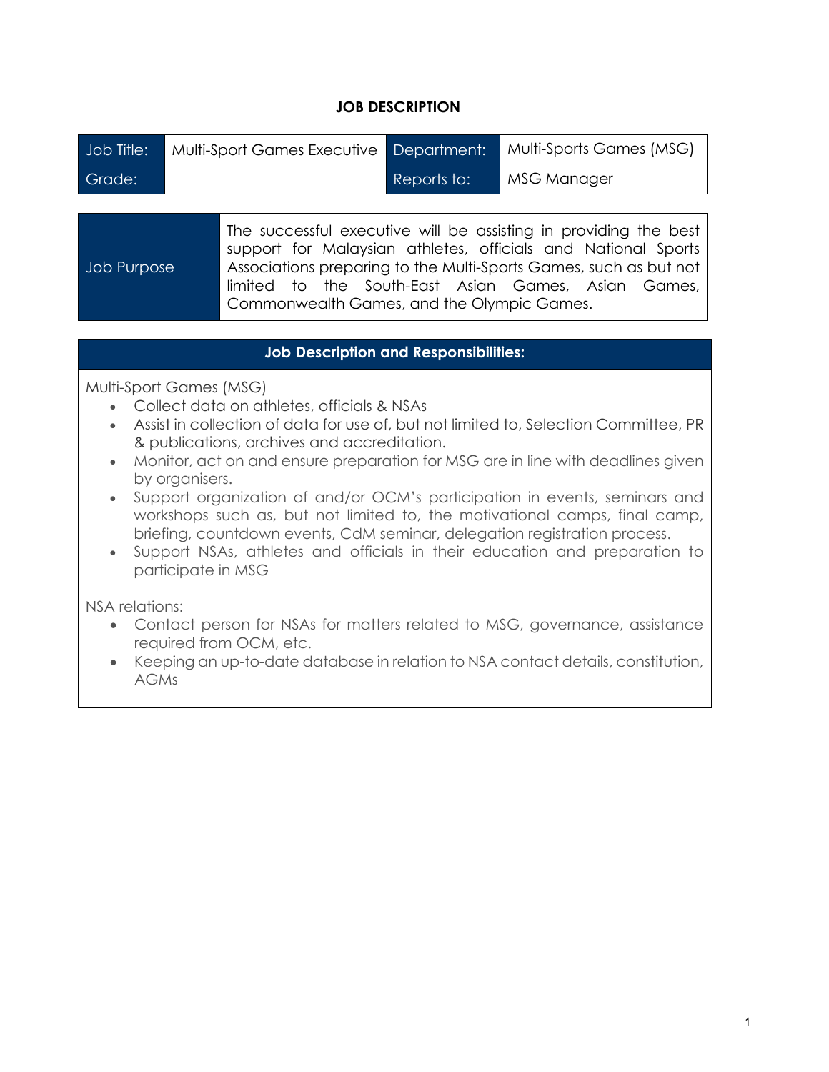**JOB DESCRIPTION**

| Job Title: | Multi-Sport Games Executive | Department: | Multi-Sports Games (MSG) |
|---|---|---|---|
| Grade: | | Reports to: | MSG Manager |

| Job Purpose | The successful executive will be assisting in providing the best support for Malaysian athletes, officials and National Sports Associations preparing to the Multi-Sports Games, such as but not limited to the South-East Asian Games, Asian Games, Commonwealth Games, and the Olympic Games. |
|---|---|

**Job Description and Responsibilities:**

Multi-Sport Games (MSG)

- Collect data on athletes, officials & NSAs
- Assist in collection of data for use of, but not limited to, Selection Committee, PR & publications, archives and accreditation.
- Monitor, act on and ensure preparation for MSG are in line with deadlines given by organisers.
- Support organization of and/or OCM's participation in events, seminars and workshops such as, but not limited to, the motivational camps, final camp, briefing, countdown events, CdM seminar, delegation registration process.
- Support NSAs, athletes and officials in their education and preparation to participate in MSG

NSA relations:

- Contact person for NSAs for matters related to MSG, governance, assistance required from OCM, etc.
- Keeping an up-to-date database in relation to NSA contact details, constitution, AGMs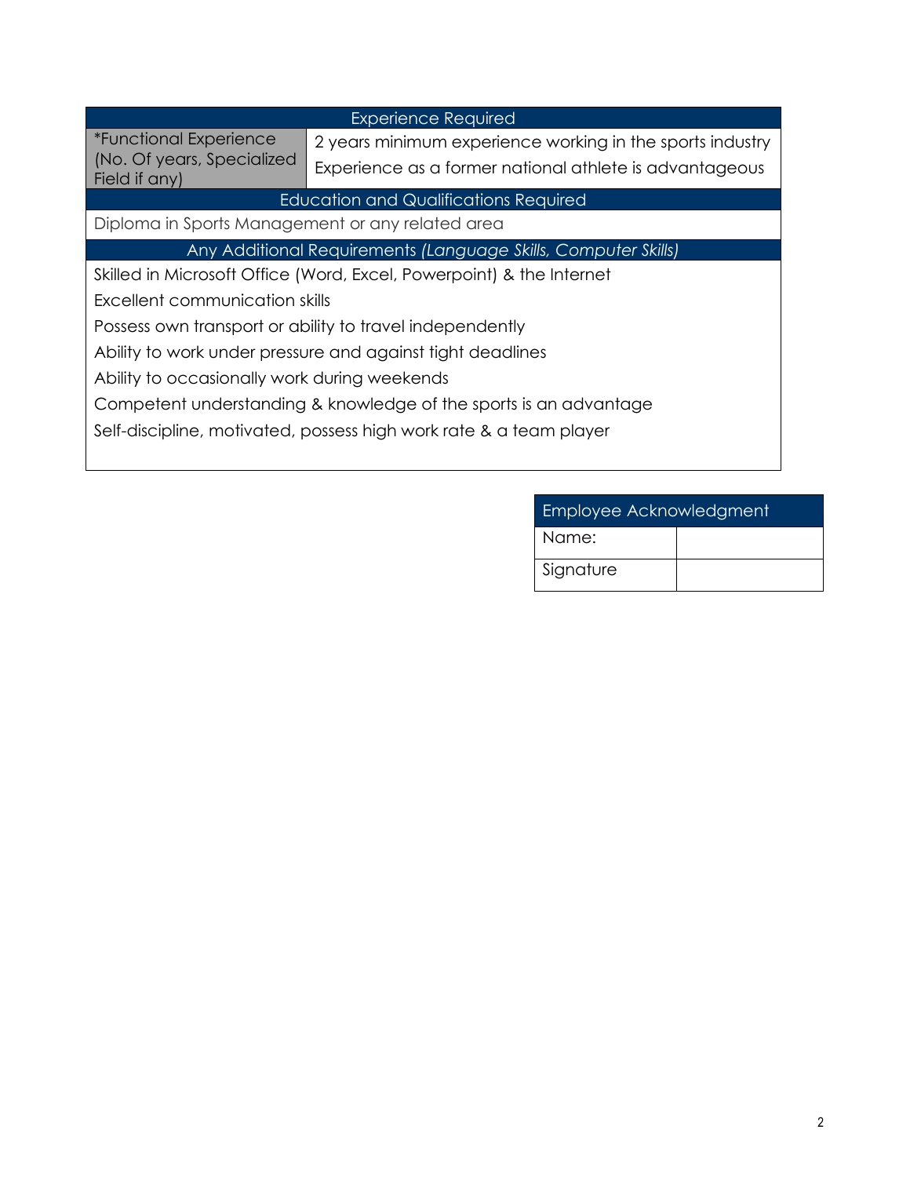| Experience Required | |
|---|---|
| *Functional Experience (No. Of years, Specialized Field if any) | 2 years minimum experience working in the sports industry<br>Experience as a former national athlete is advantageous |

| Education and Qualifications Required |
|---|
| Diploma in Sports Management or any related area |

| Any Additional Requirements *(Language Skills, Computer Skills)* |
|---|
| Skilled in Microsoft Office (Word, Excel, Powerpoint) & the Internet |
| Excellent communication skills |
| Possess own transport or ability to travel independently |
| Ability to work under pressure and against tight deadlines |
| Ability to occasionally work during weekends |
| Competent understanding & knowledge of the sports is an advantage |
| Self-discipline, motivated, possess high work rate & a team player |

| Employee Acknowledgment | |
|---|---|
| Name: | |
| Signature | |